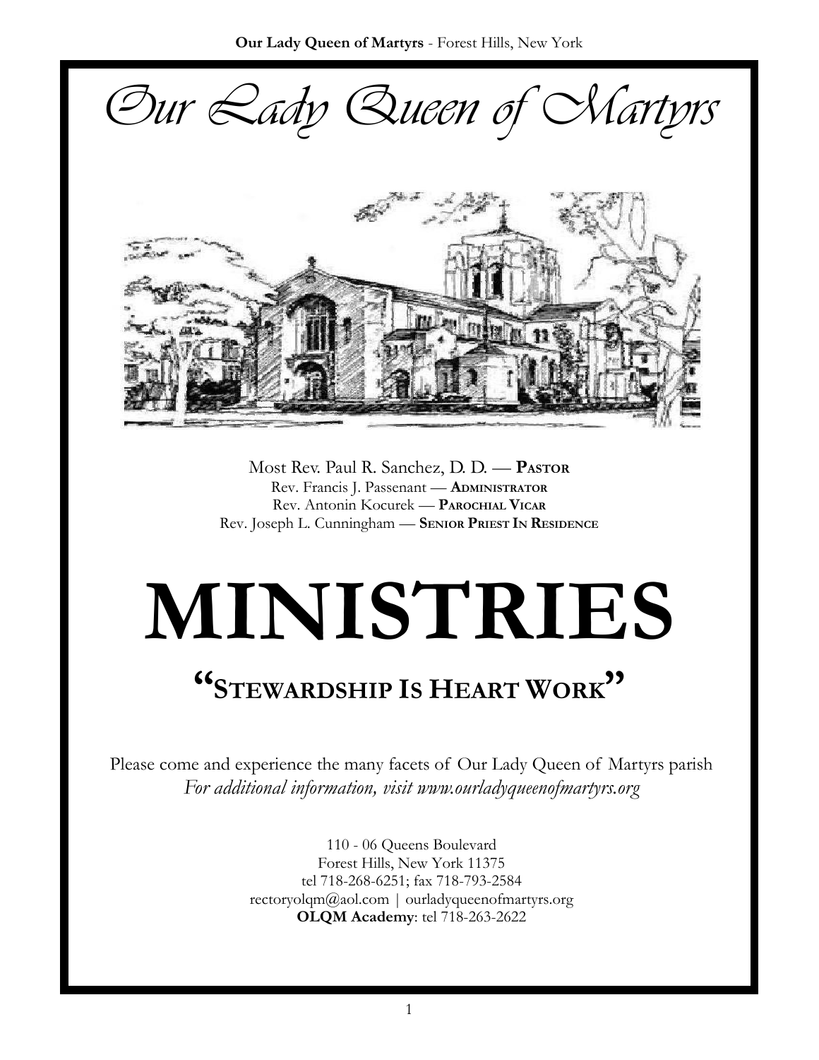# Our Lady Queen of Martyrs

Most Rev. Paul R. Sanchez, D. D. — **PASTOR**
Rev. Francis J. Passenant — **ADMINISTRATOR**
Rev. Antonin Kocurek — **PAROCHIAL VICAR**
Rev. Joseph L. Cunningham — **SENIOR PRIEST IN RESIDENCE**

# MINISTRIES

## "STEWARDSHIP IS HEART WORK"

Please come and experience the many facets of Our Lady Queen of Martyrs parish
*For additional information, visit www.ourladyqueenofmartyrs.org*

110 - 06 Queens Boulevard
Forest Hills, New York 11375
tel 718-268-6251; fax 718-793-2584
rectoryolqm@aol.com | ourladyqueenofmartyrs.org
**OLQM Academy**: tel 718-263-2622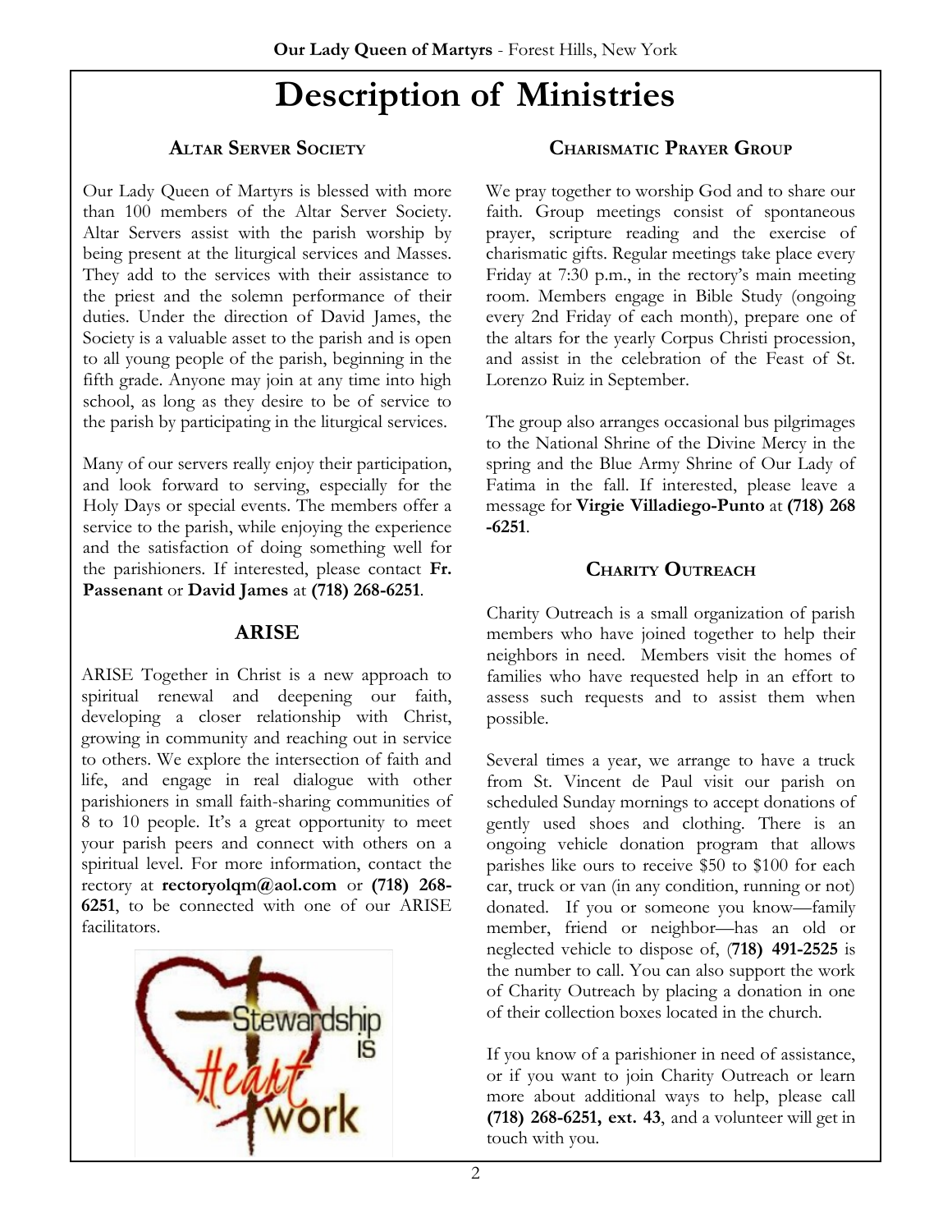# Description of Ministries

## Altar Server Society

Our Lady Queen of Martyrs is blessed with more than 100 members of the Altar Server Society. Altar Servers assist with the parish worship by being present at the liturgical services and Masses. They add to the services with their assistance to the priest and the solemn performance of their duties. Under the direction of David James, the Society is a valuable asset to the parish and is open to all young people of the parish, beginning in the fifth grade. Anyone may join at any time into high school, as long as they desire to be of service to the parish by participating in the liturgical services.

Many of our servers really enjoy their participation, and look forward to serving, especially for the Holy Days or special events. The members offer a service to the parish, while enjoying the experience and the satisfaction of doing something well for the parishioners. If interested, please contact **Fr. Passenant** or **David James** at **(718) 268-6251**.

## ARISE

ARISE Together in Christ is a new approach to spiritual renewal and deepening our faith, developing a closer relationship with Christ, growing in community and reaching out in service to others. We explore the intersection of faith and life, and engage in real dialogue with other parishioners in small faith-sharing communities of 8 to 10 people. It's a great opportunity to meet your parish peers and connect with others on a spiritual level. For more information, contact the rectory at **rectoryolqm@aol.com** or **(718) 268-6251**, to be connected with one of our ARISE facilitators.

Stewardship is Heart work

## Charismatic Prayer Group

We pray together to worship God and to share our faith. Group meetings consist of spontaneous prayer, scripture reading and the exercise of charismatic gifts. Regular meetings take place every Friday at 7:30 p.m., in the rectory's main meeting room. Members engage in Bible Study (ongoing every 2nd Friday of each month), prepare one of the altars for the yearly Corpus Christi procession, and assist in the celebration of the Feast of St. Lorenzo Ruiz in September.

The group also arranges occasional bus pilgrimages to the National Shrine of the Divine Mercy in the spring and the Blue Army Shrine of Our Lady of Fatima in the fall. If interested, please leave a message for **Virgie Villadiego-Punto** at **(718) 268-6251**.

## Charity Outreach

Charity Outreach is a small organization of parish members who have joined together to help their neighbors in need. Members visit the homes of families who have requested help in an effort to assess such requests and to assist them when possible.

Several times a year, we arrange to have a truck from St. Vincent de Paul visit our parish on scheduled Sunday mornings to accept donations of gently used shoes and clothing. There is an ongoing vehicle donation program that allows parishes like ours to receive $50 to $100 for each car, truck or van (in any condition, running or not) donated. If you or someone you know—family member, friend or neighbor—has an old or neglected vehicle to dispose of, (**718) 491-2525** is the number to call. You can also support the work of Charity Outreach by placing a donation in one of their collection boxes located in the church.

If you know of a parishioner in need of assistance, or if you want to join Charity Outreach or learn more about additional ways to help, please call **(718) 268-6251, ext. 43**, and a volunteer will get in touch with you.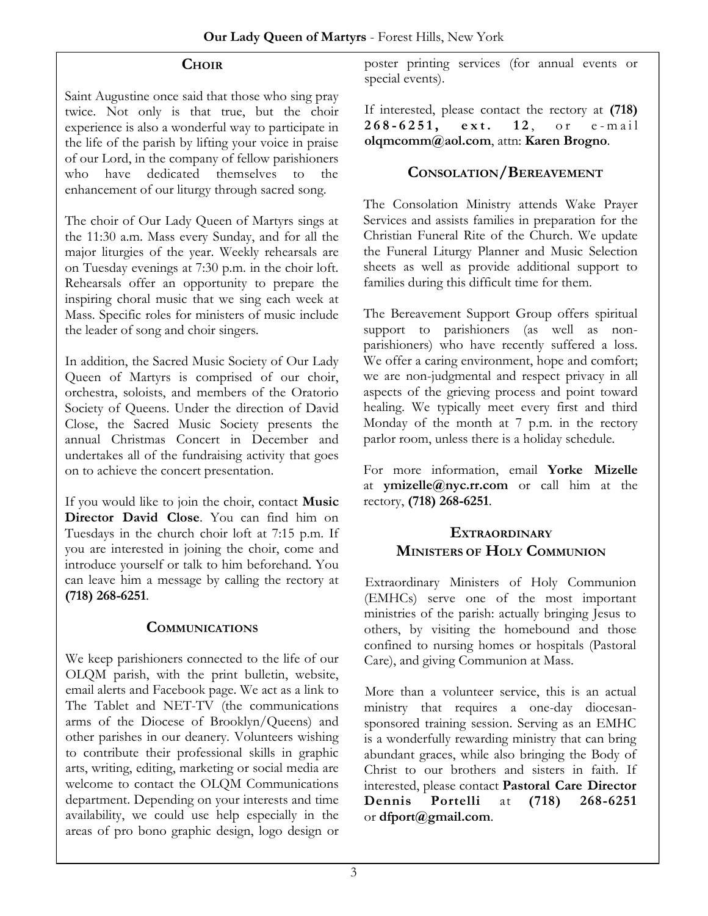## Choir

Saint Augustine once said that those who sing pray twice. Not only is that true, but the choir experience is also a wonderful way to participate in the life of the parish by lifting your voice in praise of our Lord, in the company of fellow parishioners who have dedicated themselves to the enhancement of our liturgy through sacred song.

The choir of Our Lady Queen of Martyrs sings at the 11:30 a.m. Mass every Sunday, and for all the major liturgies of the year. Weekly rehearsals are on Tuesday evenings at 7:30 p.m. in the choir loft. Rehearsals offer an opportunity to prepare the inspiring choral music that we sing each week at Mass. Specific roles for ministers of music include the leader of song and choir singers.

In addition, the Sacred Music Society of Our Lady Queen of Martyrs is comprised of our choir, orchestra, soloists, and members of the Oratorio Society of Queens. Under the direction of David Close, the Sacred Music Society presents the annual Christmas Concert in December and undertakes all of the fundraising activity that goes on to achieve the concert presentation.

If you would like to join the choir, contact **Music Director David Close**. You can find him on Tuesdays in the church choir loft at 7:15 p.m. If you are interested in joining the choir, come and introduce yourself or talk to him beforehand. You can leave him a message by calling the rectory at **(718) 268-6251**.

## Communications

We keep parishioners connected to the life of our OLQM parish, with the print bulletin, website, email alerts and Facebook page. We act as a link to The Tablet and NET-TV (the communications arms of the Diocese of Brooklyn/Queens) and other parishes in our deanery. Volunteers wishing to contribute their professional skills in graphic arts, writing, editing, marketing or social media are welcome to contact the OLQM Communications department. Depending on your interests and time availability, we could use help especially in the areas of pro bono graphic design, logo design or poster printing services (for annual events or special events).

If interested, please contact the rectory at **(718) 268-6251, ext. 12**, or e-mail **olqmcomm@aol.com**, attn: **Karen Brogno**.

## Consolation/Bereavement

The Consolation Ministry attends Wake Prayer Services and assists families in preparation for the Christian Funeral Rite of the Church. We update the Funeral Liturgy Planner and Music Selection sheets as well as provide additional support to families during this difficult time for them.

The Bereavement Support Group offers spiritual support to parishioners (as well as non-parishioners) who have recently suffered a loss. We offer a caring environment, hope and comfort; we are non-judgmental and respect privacy in all aspects of the grieving process and point toward healing. We typically meet every first and third Monday of the month at 7 p.m. in the rectory parlor room, unless there is a holiday schedule.

For more information, email **Yorke Mizelle** at **ymizelle@nyc.rr.com** or call him at the rectory, **(718) 268-6251**.

## Extraordinary Ministers of Holy Communion

Extraordinary Ministers of Holy Communion (EMHCs) serve one of the most important ministries of the parish: actually bringing Jesus to others, by visiting the homebound and those confined to nursing homes or hospitals (Pastoral Care), and giving Communion at Mass.

More than a volunteer service, this is an actual ministry that requires a one-day diocesan-sponsored training session. Serving as an EMHC is a wonderfully rewarding ministry that can bring abundant graces, while also bringing the Body of Christ to our brothers and sisters in faith. If interested, please contact **Pastoral Care Director Dennis Portelli** at **(718) 268-6251** or **dfport@gmail.com**.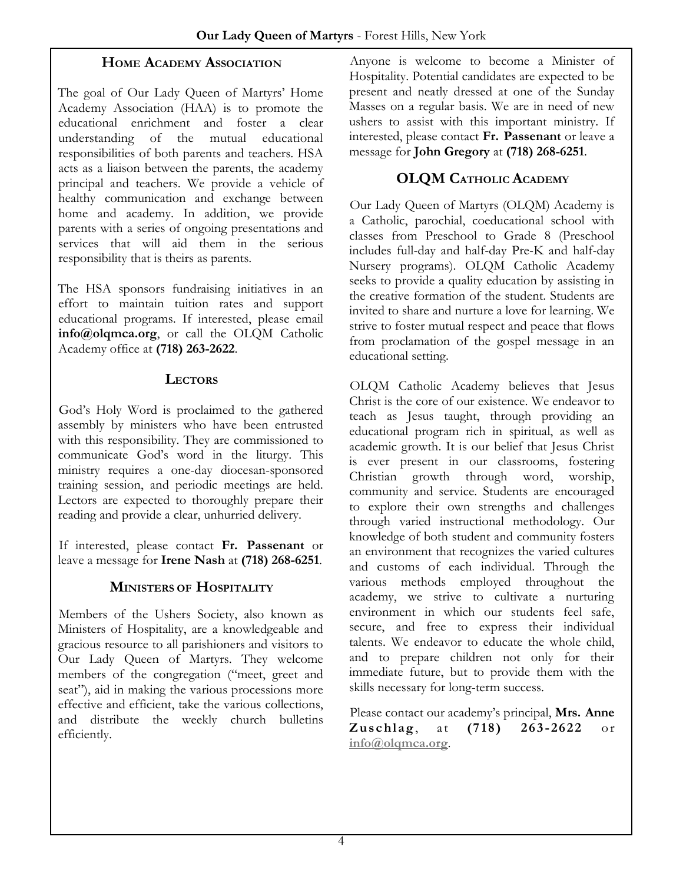## Home Academy Association

The goal of Our Lady Queen of Martyrs' Home Academy Association (HAA) is to promote the educational enrichment and foster a clear understanding of the mutual educational responsibilities of both parents and teachers. HSA acts as a liaison between the parents, the academy principal and teachers. We provide a vehicle of healthy communication and exchange between home and academy. In addition, we provide parents with a series of ongoing presentations and services that will aid them in the serious responsibility that is theirs as parents.

The HSA sponsors fundraising initiatives in an effort to maintain tuition rates and support educational programs. If interested, please email **info@olqmca.org**, or call the OLQM Catholic Academy office at **(718) 263-2622**.

## Lectors

God's Holy Word is proclaimed to the gathered assembly by ministers who have been entrusted with this responsibility. They are commissioned to communicate God's word in the liturgy. This ministry requires a one-day diocesan-sponsored training session, and periodic meetings are held. Lectors are expected to thoroughly prepare their reading and provide a clear, unhurried delivery.

If interested, please contact **Fr. Passenant** or leave a message for **Irene Nash** at **(718) 268-6251**.

## Ministers of Hospitality

Members of the Ushers Society, also known as Ministers of Hospitality, are a knowledgeable and gracious resource to all parishioners and visitors to Our Lady Queen of Martyrs. They welcome members of the congregation ("meet, greet and seat"), aid in making the various processions more effective and efficient, take the various collections, and distribute the weekly church bulletins efficiently.

Anyone is welcome to become a Minister of Hospitality. Potential candidates are expected to be present and neatly dressed at one of the Sunday Masses on a regular basis. We are in need of new ushers to assist with this important ministry. If interested, please contact **Fr. Passenant** or leave a message for **John Gregory** at **(718) 268-6251**.

## OLQM Catholic Academy

Our Lady Queen of Martyrs (OLQM) Academy is a Catholic, parochial, coeducational school with classes from Preschool to Grade 8 (Preschool includes full-day and half-day Pre-K and half-day Nursery programs). OLQM Catholic Academy seeks to provide a quality education by assisting in the creative formation of the student. Students are invited to share and nurture a love for learning. We strive to foster mutual respect and peace that flows from proclamation of the gospel message in an educational setting.

OLQM Catholic Academy believes that Jesus Christ is the core of our existence. We endeavor to teach as Jesus taught, through providing an educational program rich in spiritual, as well as academic growth. It is our belief that Jesus Christ is ever present in our classrooms, fostering Christian growth through word, worship, community and service. Students are encouraged to explore their own strengths and challenges through varied instructional methodology. Our knowledge of both student and community fosters an environment that recognizes the varied cultures and customs of each individual. Through the various methods employed throughout the academy, we strive to cultivate a nurturing environment in which our students feel safe, secure, and free to express their individual talents. We endeavor to educate the whole child, and to prepare children not only for their immediate future, but to provide them with the skills necessary for long-term success.

Please contact our academy's principal, **Mrs. Anne Zuschlag**, at **(718) 263-2622** or info@olqmca.org.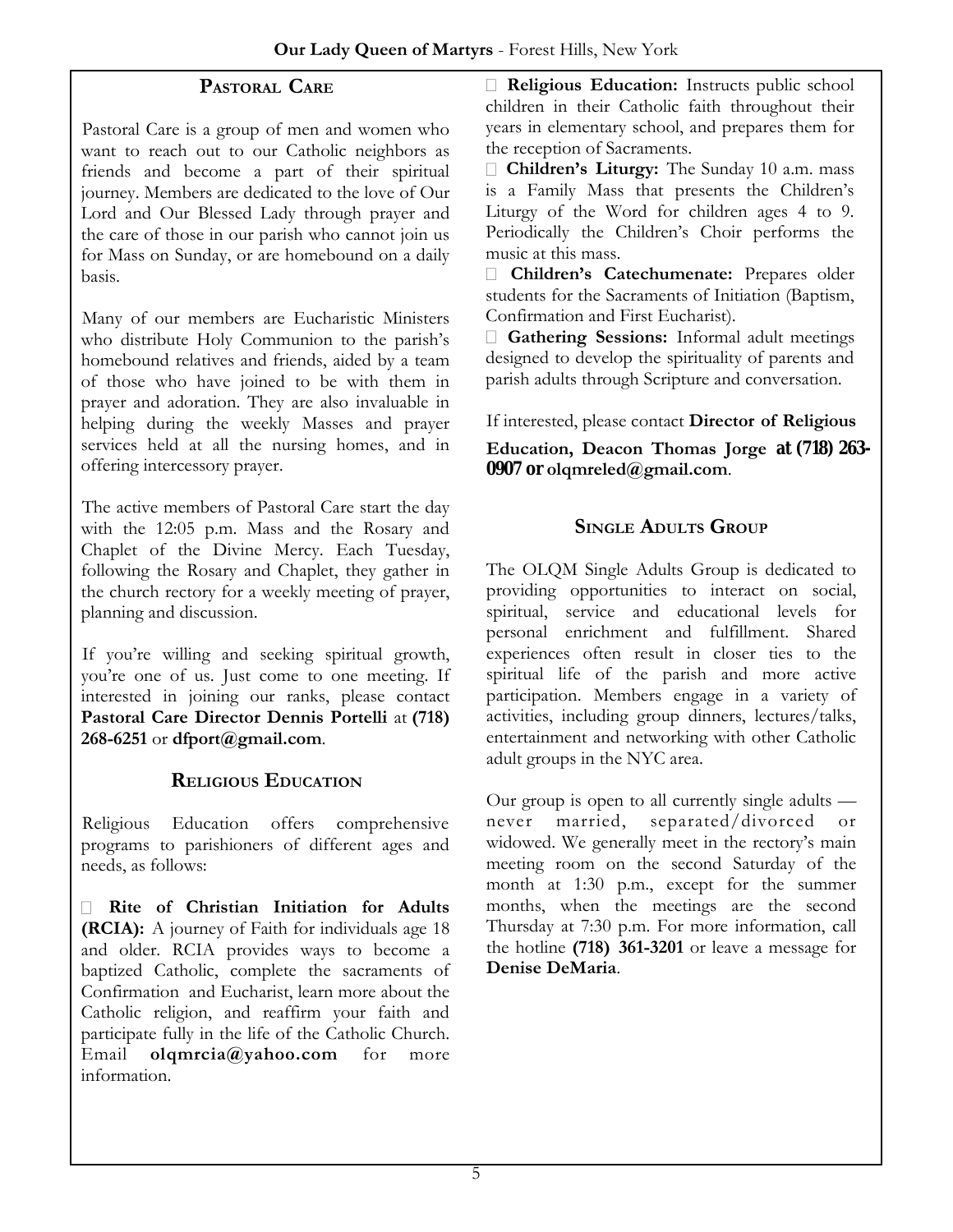## Pastoral Care

Pastoral Care is a group of men and women who want to reach out to our Catholic neighbors as friends and become a part of their spiritual journey. Members are dedicated to the love of Our Lord and Our Blessed Lady through prayer and the care of those in our parish who cannot join us for Mass on Sunday, or are homebound on a daily basis.

Many of our members are Eucharistic Ministers who distribute Holy Communion to the parish's homebound relatives and friends, aided by a team of those who have joined to be with them in prayer and adoration. They are also invaluable in helping during the weekly Masses and prayer services held at all the nursing homes, and in offering intercessory prayer.

The active members of Pastoral Care start the day with the 12:05 p.m. Mass and the Rosary and Chaplet of the Divine Mercy. Each Tuesday, following the Rosary and Chaplet, they gather in the church rectory for a weekly meeting of prayer, planning and discussion.

If you're willing and seeking spiritual growth, you're one of us. Just come to one meeting. If interested in joining our ranks, please contact **Pastoral Care Director Dennis Portelli** at **(718) 268-6251** or **dfport@gmail.com**.

## Religious Education

Religious Education offers comprehensive programs to parishioners of different ages and needs, as follows:

- **Rite of Christian Initiation for Adults (RCIA):** A journey of Faith for individuals age 18 and older. RCIA provides ways to become a baptized Catholic, complete the sacraments of Confirmation and Eucharist, learn more about the Catholic religion, and reaffirm your faith and participate fully in the life of the Catholic Church. Email **olqmrcia@yahoo.com** for more information.
- **Religious Education:** Instructs public school children in their Catholic faith throughout their years in elementary school, and prepares them for the reception of Sacraments.
- **Children's Liturgy:** The Sunday 10 a.m. mass is a Family Mass that presents the Children's Liturgy of the Word for children ages 4 to 9. Periodically the Children's Choir performs the music at this mass.
- **Children's Catechumenate:** Prepares older students for the Sacraments of Initiation (Baptism, Confirmation and First Eucharist).
- **Gathering Sessions:** Informal adult meetings designed to develop the spirituality of parents and parish adults through Scripture and conversation.

If interested, please contact **Director of Religious Education, Deacon Thomas Jorge at (718) 263-0907 or olqmreled@gmail.com**.

## Single Adults Group

The OLQM Single Adults Group is dedicated to providing opportunities to interact on social, spiritual, service and educational levels for personal enrichment and fulfillment. Shared experiences often result in closer ties to the spiritual life of the parish and more active participation. Members engage in a variety of activities, including group dinners, lectures/talks, entertainment and networking with other Catholic adult groups in the NYC area.

Our group is open to all currently single adults — never married, separated/divorced or widowed. We generally meet in the rectory's main meeting room on the second Saturday of the month at 1:30 p.m., except for the summer months, when the meetings are the second Thursday at 7:30 p.m. For more information, call the hotline **(718) 361-3201** or leave a message for **Denise DeMaria**.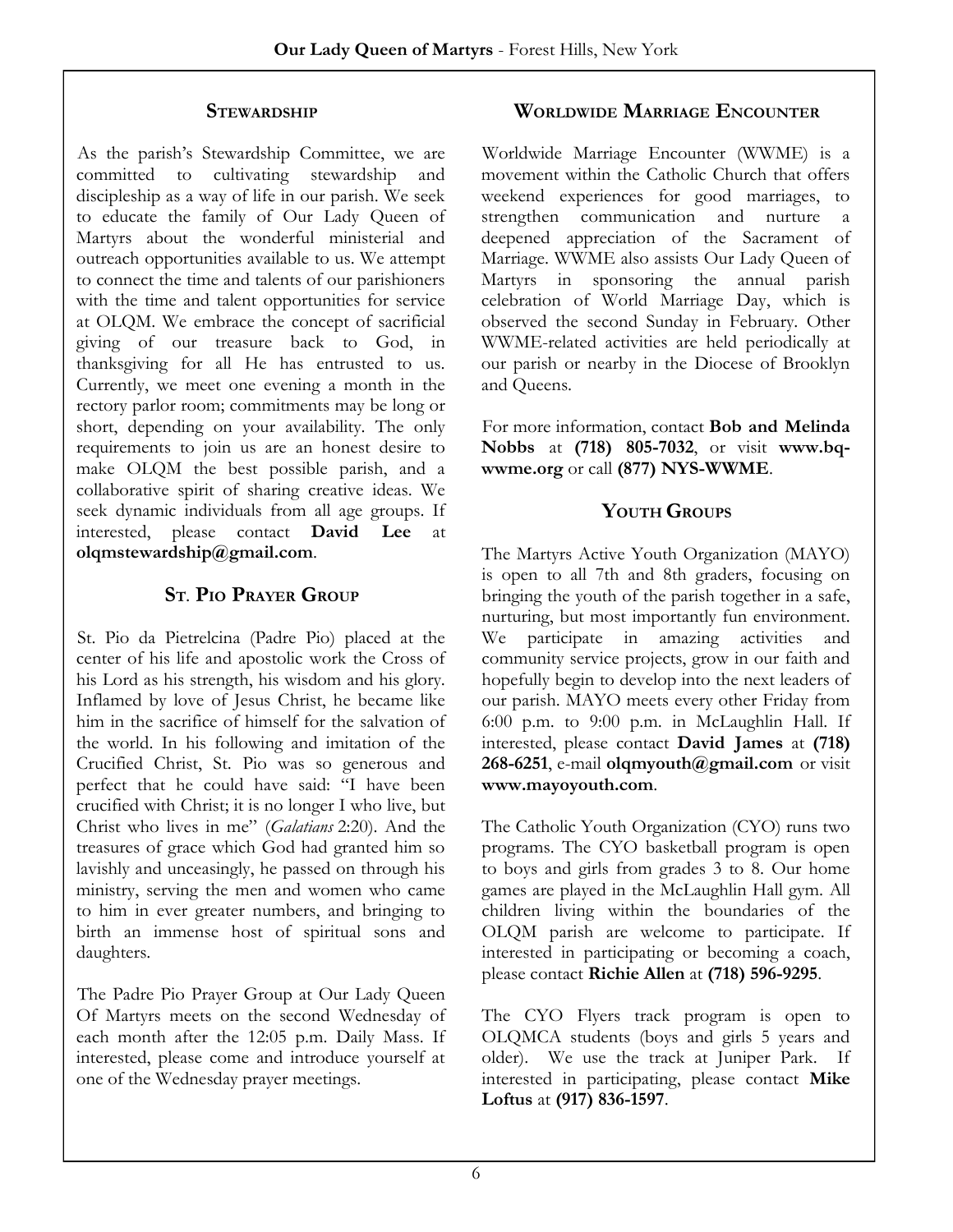## Stewardship

As the parish's Stewardship Committee, we are committed to cultivating stewardship and discipleship as a way of life in our parish. We seek to educate the family of Our Lady Queen of Martyrs about the wonderful ministerial and outreach opportunities available to us. We attempt to connect the time and talents of our parishioners with the time and talent opportunities for service at OLQM. We embrace the concept of sacrificial giving of our treasure back to God, in thanksgiving for all He has entrusted to us. Currently, we meet one evening a month in the rectory parlor room; commitments may be long or short, depending on your availability. The only requirements to join us are an honest desire to make OLQM the best possible parish, and a collaborative spirit of sharing creative ideas. We seek dynamic individuals from all age groups. If interested, please contact **David Lee** at **olqmstewardship@gmail.com**.

## St. Pio Prayer Group

St. Pio da Pietrelcina (Padre Pio) placed at the center of his life and apostolic work the Cross of his Lord as his strength, his wisdom and his glory. Inflamed by love of Jesus Christ, he became like him in the sacrifice of himself for the salvation of the world. In his following and imitation of the Crucified Christ, St. Pio was so generous and perfect that he could have said: "I have been crucified with Christ; it is no longer I who live, but Christ who lives in me" (*Galatians* 2:20). And the treasures of grace which God had granted him so lavishly and unceasingly, he passed on through his ministry, serving the men and women who came to him in ever greater numbers, and bringing to birth an immense host of spiritual sons and daughters.

The Padre Pio Prayer Group at Our Lady Queen Of Martyrs meets on the second Wednesday of each month after the 12:05 p.m. Daily Mass. If interested, please come and introduce yourself at one of the Wednesday prayer meetings.

## Worldwide Marriage Encounter

Worldwide Marriage Encounter (WWME) is a movement within the Catholic Church that offers weekend experiences for good marriages, to strengthen communication and nurture a deepened appreciation of the Sacrament of Marriage. WWME also assists Our Lady Queen of Martyrs in sponsoring the annual parish celebration of World Marriage Day, which is observed the second Sunday in February. Other WWME-related activities are held periodically at our parish or nearby in the Diocese of Brooklyn and Queens.

For more information, contact **Bob and Melinda Nobbs** at **(718) 805-7032**, or visit **www.bq-wwme.org** or call **(877) NYS-WWME**.

## Youth Groups

The Martyrs Active Youth Organization (MAYO) is open to all 7th and 8th graders, focusing on bringing the youth of the parish together in a safe, nurturing, but most importantly fun environment. We participate in amazing activities and community service projects, grow in our faith and hopefully begin to develop into the next leaders of our parish. MAYO meets every other Friday from 6:00 p.m. to 9:00 p.m. in McLaughlin Hall. If interested, please contact **David James** at **(718) 268-6251**, e-mail **olqmyouth@gmail.com** or visit **www.mayoyouth.com**.

The Catholic Youth Organization (CYO) runs two programs. The CYO basketball program is open to boys and girls from grades 3 to 8. Our home games are played in the McLaughlin Hall gym. All children living within the boundaries of the OLQM parish are welcome to participate. If interested in participating or becoming a coach, please contact **Richie Allen** at **(718) 596-9295**.

The CYO Flyers track program is open to OLQMCA students (boys and girls 5 years and older). We use the track at Juniper Park. If interested in participating, please contact **Mike Loftus** at **(917) 836-1597**.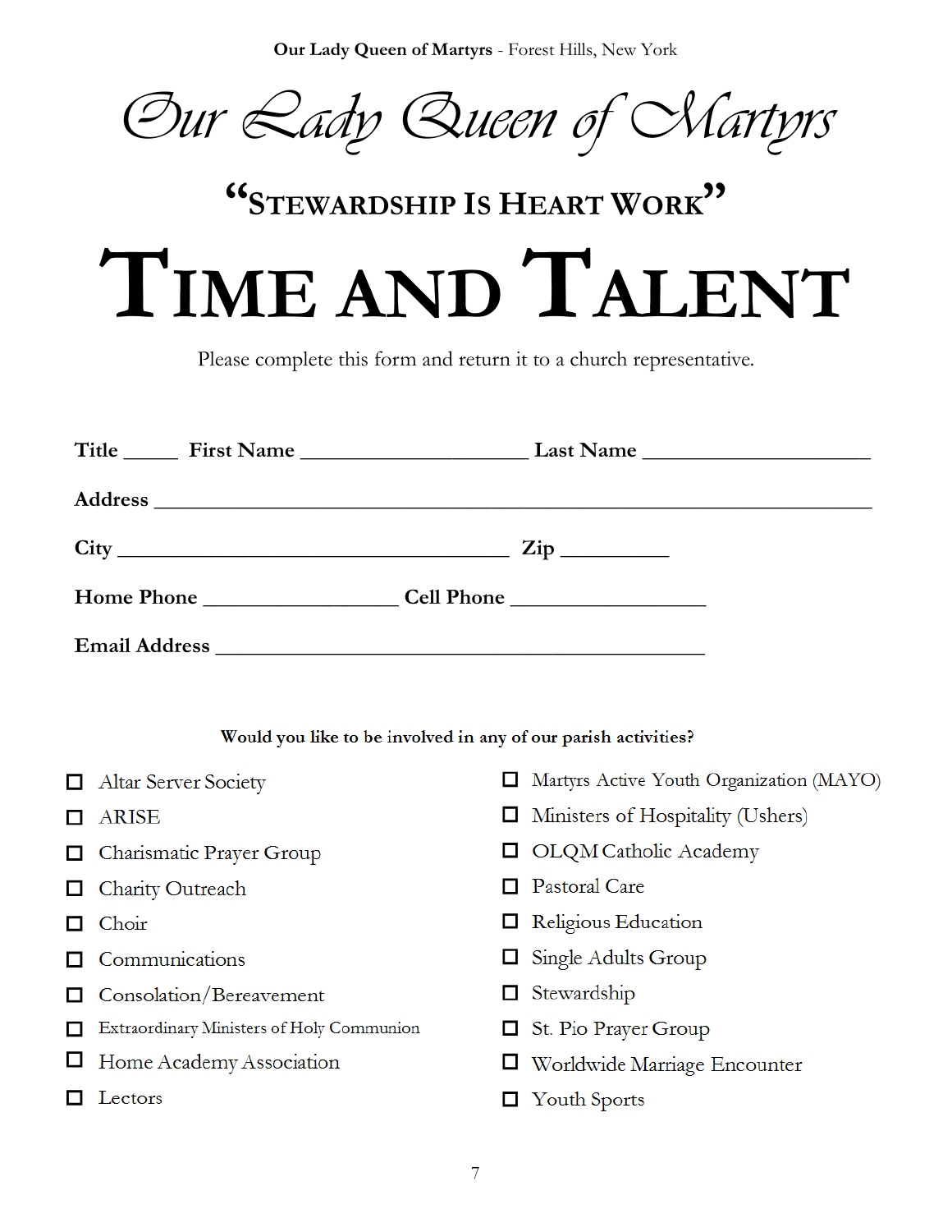Our Lady Queen of Martyrs - Forest Hills, New York

# Our Lady Queen of Martyrs

## "Stewardship Is Heart Work"

# Time and Talent

Please complete this form and return it to a church representative.

**Title** _____ **First Name** ______________________ **Last Name** ______________________

**Address** ______________________________________________________________________

**City** ____________________________________ **Zip** __________

**Home Phone** __________________ **Cell Phone** __________________

**Email Address** _____________________________________________

**Would you like to be involved in any of our parish activities?**

- ☐ Altar Server Society
- ☐ ARISE
- ☐ Charismatic Prayer Group
- ☐ Charity Outreach
- ☐ Choir
- ☐ Communications
- ☐ Consolation/Bereavement
- ☐ Extraordinary Ministers of Holy Communion
- ☐ Home Academy Association
- ☐ Lectors
- ☐ Martyrs Active Youth Organization (MAYO)
- ☐ Ministers of Hospitality (Ushers)
- ☐ OLQM Catholic Academy
- ☐ Pastoral Care
- ☐ Religious Education
- ☐ Single Adults Group
- ☐ Stewardship
- ☐ St. Pio Prayer Group
- ☐ Worldwide Marriage Encounter
- ☐ Youth Sports